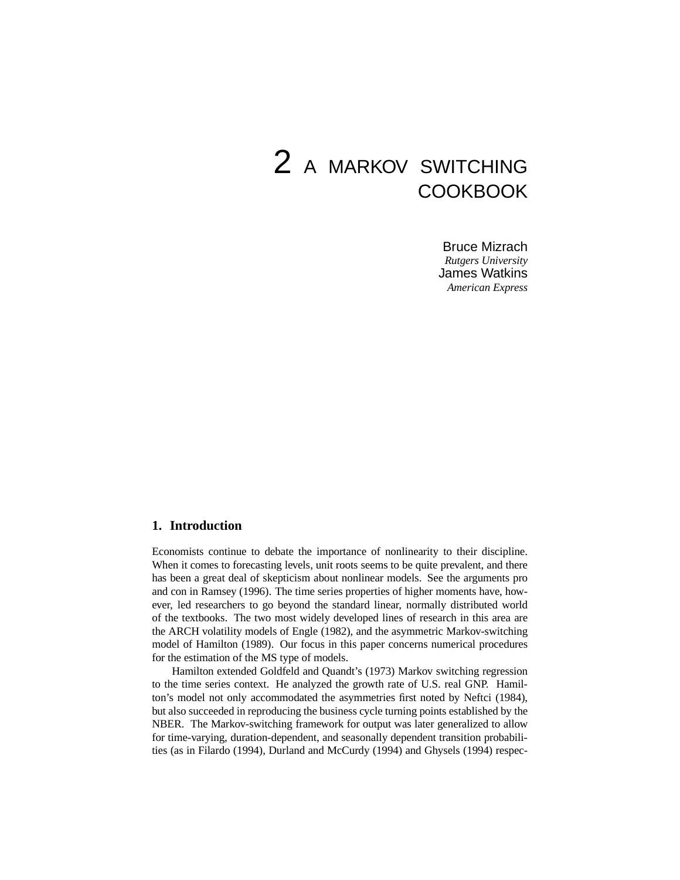# 2 A MARKOV SWITCHING COOKBOOK

Bruce Mizrach
*Rutgers University*
James Watkins
*American Express*

## 1. Introduction

Economists continue to debate the importance of nonlinearity to their discipline. When it comes to forecasting levels, unit roots seems to be quite prevalent, and there has been a great deal of skepticism about nonlinear models. See the arguments pro and con in Ramsey (1996). The time series properties of higher moments have, however, led researchers to go beyond the standard linear, normally distributed world of the textbooks. The two most widely developed lines of research in this area are the ARCH volatility models of Engle (1982), and the asymmetric Markov-switching model of Hamilton (1989). Our focus in this paper concerns numerical procedures for the estimation of the MS type of models.

Hamilton extended Goldfeld and Quandt's (1973) Markov switching regression to the time series context. He analyzed the growth rate of U.S. real GNP. Hamilton's model not only accommodated the asymmetries first noted by Neftci (1984), but also succeeded in reproducing the business cycle turning points established by the NBER. The Markov-switching framework for output was later generalized to allow for time-varying, duration-dependent, and seasonally dependent transition probabilities (as in Filardo (1994), Durland and McCurdy (1994) and Ghysels (1994) respec-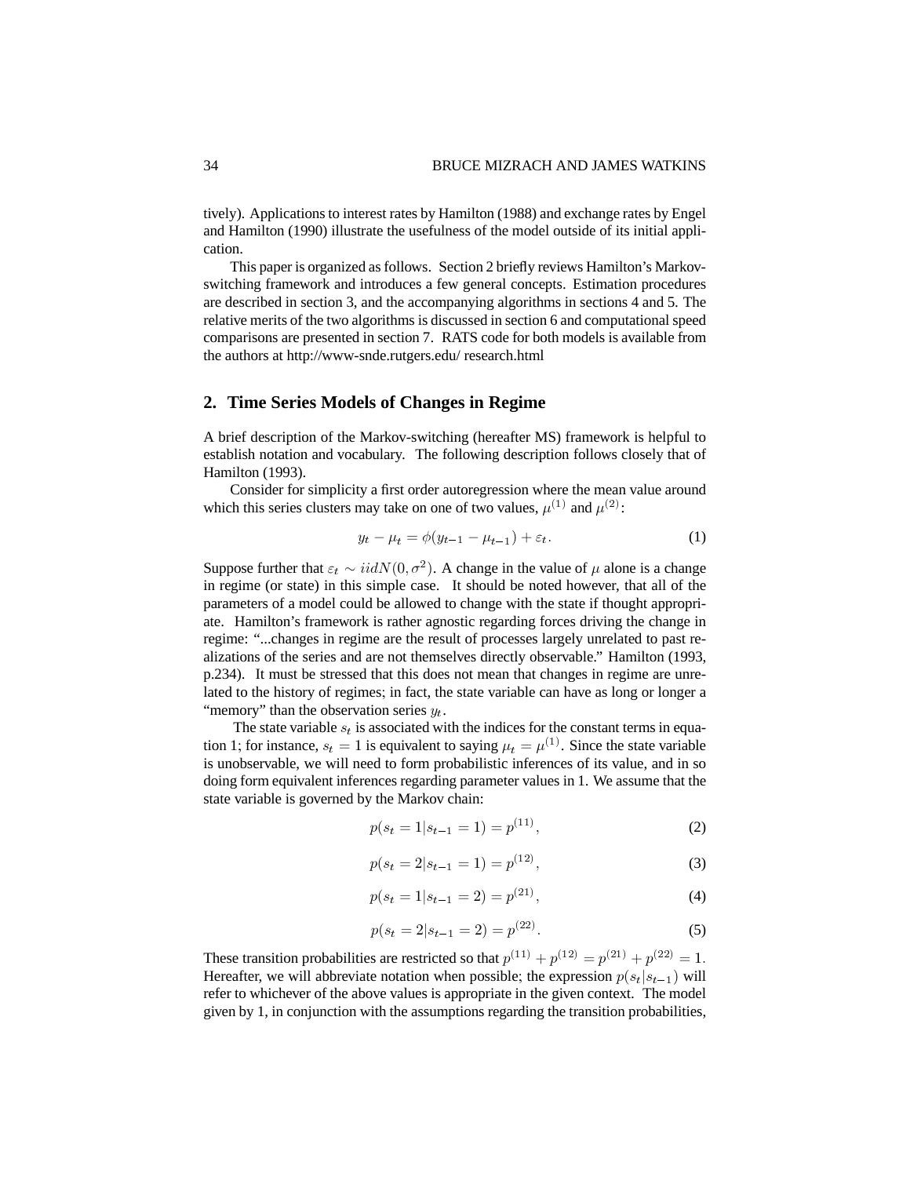tively). Applications to interest rates by Hamilton (1988) and exchange rates by Engel and Hamilton (1990) illustrate the usefulness of the model outside of its initial application.

This paper is organized as follows. Section 2 briefly reviews Hamilton's Markov-switching framework and introduces a few general concepts. Estimation procedures are described in section 3, and the accompanying algorithms in sections 4 and 5. The relative merits of the two algorithms is discussed in section 6 and computational speed comparisons are presented in section 7. RATS code for both models is available from the authors at http://www-snde.rutgers.edu/ research.html

## 2. Time Series Models of Changes in Regime

A brief description of the Markov-switching (hereafter MS) framework is helpful to establish notation and vocabulary. The following description follows closely that of Hamilton (1993).

Consider for simplicity a first order autoregression where the mean value around which this series clusters may take on one of two values, $\mu^{(1)}$ and $\mu^{(2)}$:

$$y_t - \mu_t = \phi(y_{t-1} - \mu_{t-1}) + \varepsilon_t. \tag{1}$$

Suppose further that $\varepsilon_t \sim iidN(0, \sigma^2)$. A change in the value of $\mu$ alone is a change in regime (or state) in this simple case. It should be noted however, that all of the parameters of a model could be allowed to change with the state if thought appropriate. Hamilton's framework is rather agnostic regarding forces driving the change in regime: "...changes in regime are the result of processes largely unrelated to past realizations of the series and are not themselves directly observable." Hamilton (1993, p.234). It must be stressed that this does not mean that changes in regime are unrelated to the history of regimes; in fact, the state variable can have as long or longer a "memory" than the observation series $y_t$.

The state variable $s_t$ is associated with the indices for the constant terms in equation 1; for instance, $s_t = 1$ is equivalent to saying $\mu_t = \mu^{(1)}$. Since the state variable is unobservable, we will need to form probabilistic inferences of its value, and in so doing form equivalent inferences regarding parameter values in 1. We assume that the state variable is governed by the Markov chain:

$$p(s_t = 1|s_{t-1} = 1) = p^{(11)}, \tag{2}$$

$$p(s_t = 2|s_{t-1} = 1) = p^{(12)}, \tag{3}$$

$$p(s_t = 1|s_{t-1} = 2) = p^{(21)}, \tag{4}$$

$$p(s_t = 2|s_{t-1} = 2) = p^{(22)}. \tag{5}$$

These transition probabilities are restricted so that $p^{(11)} + p^{(12)} = p^{(21)} + p^{(22)} = 1$. Hereafter, we will abbreviate notation when possible; the expression $p(s_t|s_{t-1})$ will refer to whichever of the above values is appropriate in the given context. The model given by 1, in conjunction with the assumptions regarding the transition probabilities,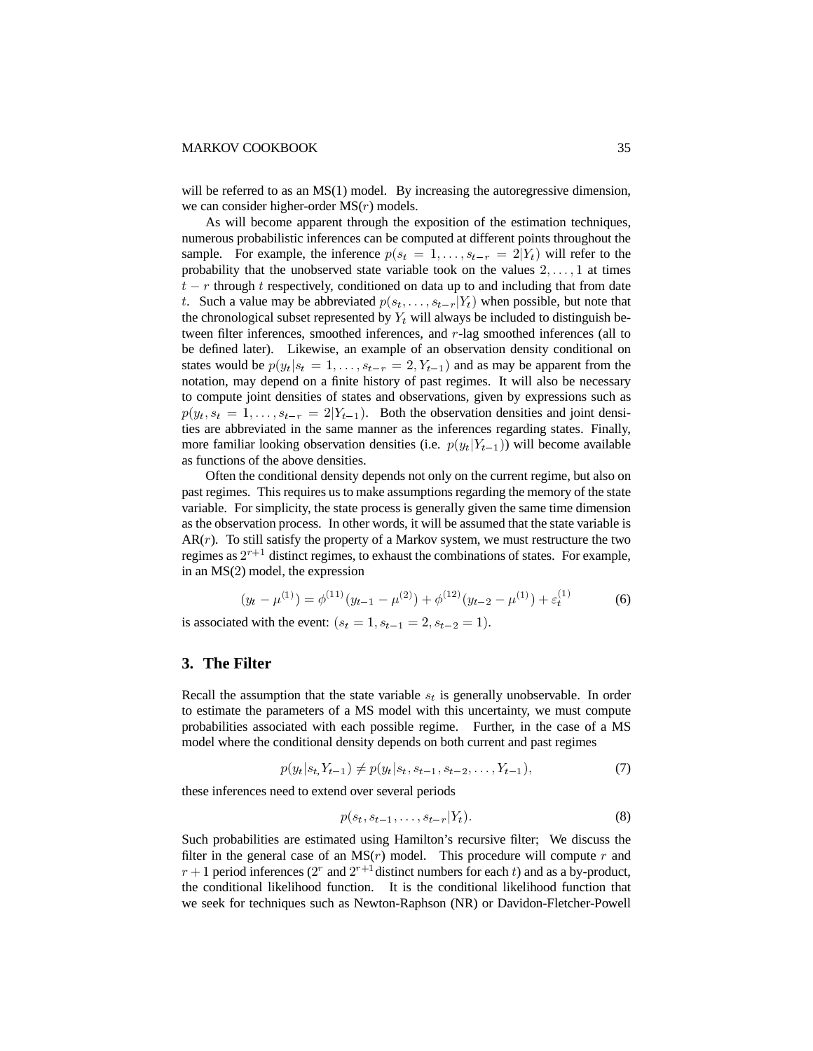will be referred to as an MS(1) model. By increasing the autoregressive dimension, we can consider higher-order MS($r$) models.

As will become apparent through the exposition of the estimation techniques, numerous probabilistic inferences can be computed at different points throughout the sample. For example, the inference $p(s_t = 1, \ldots, s_{t-r} = 2|Y_t)$ will refer to the probability that the unobserved state variable took on the values $2, \ldots, 1$ at times $t - r$ through $t$ respectively, conditioned on data up to and including that from date $t$. Such a value may be abbreviated $p(s_t, \ldots, s_{t-r}|Y_t)$ when possible, but note that the chronological subset represented by $Y_t$ will always be included to distinguish between filter inferences, smoothed inferences, and $r$-lag smoothed inferences (all to be defined later). Likewise, an example of an observation density conditional on states would be $p(y_t|s_t = 1, \ldots, s_{t-r} = 2, Y_{t-1})$ and as may be apparent from the notation, may depend on a finite history of past regimes. It will also be necessary to compute joint densities of states and observations, given by expressions such as $p(y_t, s_t = 1, \ldots, s_{t-r} = 2|Y_{t-1})$. Both the observation densities and joint densities are abbreviated in the same manner as the inferences regarding states. Finally, more familiar looking observation densities (i.e. $p(y_t|Y_{t-1})$) will become available as functions of the above densities.

Often the conditional density depends not only on the current regime, but also on past regimes. This requires us to make assumptions regarding the memory of the state variable. For simplicity, the state process is generally given the same time dimension as the observation process. In other words, it will be assumed that the state variable is AR($r$). To still satisfy the property of a Markov system, we must restructure the two regimes as $2^{r+1}$ distinct regimes, to exhaust the combinations of states. For example, in an MS(2) model, the expression

$$(y_t - \mu^{(1)}) = \phi^{(11)}(y_{t-1} - \mu^{(2)}) + \phi^{(12)}(y_{t-2} - \mu^{(1)}) + \varepsilon_t^{(1)} \tag{6}$$

is associated with the event: $(s_t = 1, s_{t-1} = 2, s_{t-2} = 1)$.

## 3. The Filter

Recall the assumption that the state variable $s_t$ is generally unobservable. In order to estimate the parameters of a MS model with this uncertainty, we must compute probabilities associated with each possible regime. Further, in the case of a MS model where the conditional density depends on both current and past regimes

$$p(y_t|s_{t,}Y_{t-1}) \neq p(y_t|s_t, s_{t-1}, s_{t-2}, \ldots, Y_{t-1}), \tag{7}$$

these inferences need to extend over several periods

$$p(s_t, s_{t-1}, \ldots, s_{t-r}|Y_t). \tag{8}$$

Such probabilities are estimated using Hamilton's recursive filter; We discuss the filter in the general case of an MS($r$) model. This procedure will compute $r$ and $r+1$ period inferences ($2^r$ and $2^{r+1}$ distinct numbers for each $t$) and as a by-product, the conditional likelihood function. It is the conditional likelihood function that we seek for techniques such as Newton-Raphson (NR) or Davidon-Fletcher-Powell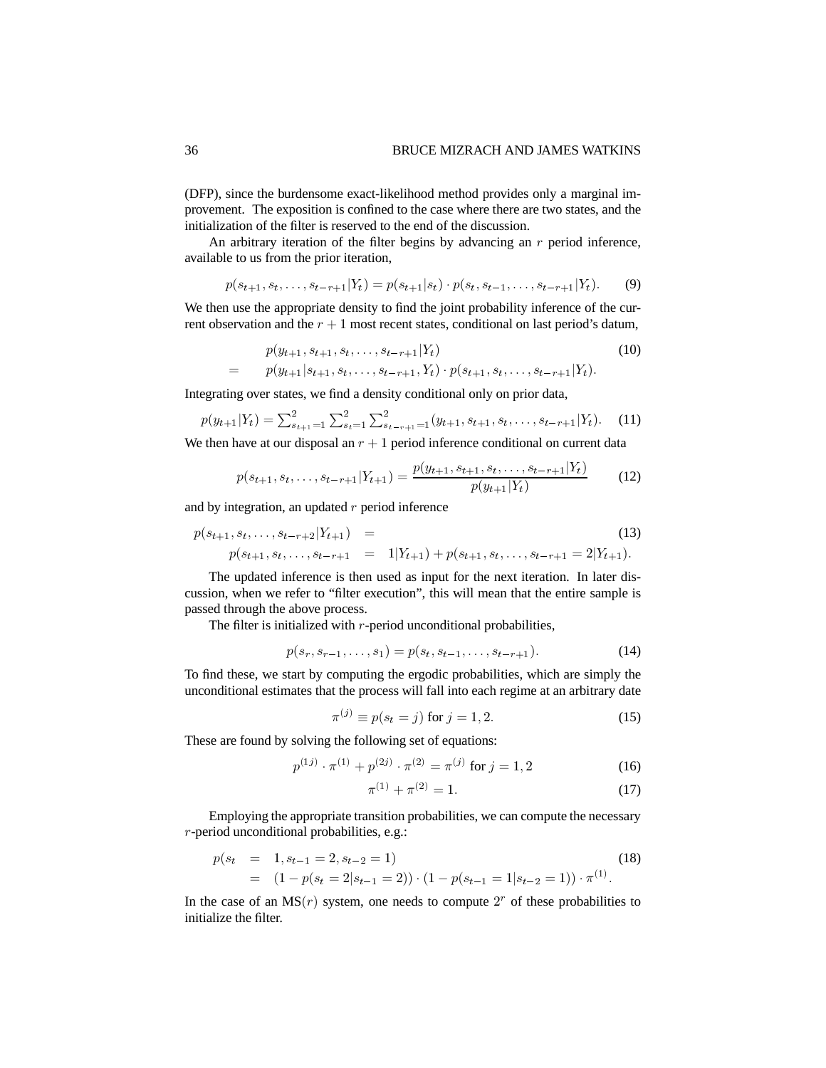(DFP), since the burdensome exact-likelihood method provides only a marginal improvement. The exposition is confined to the case where there are two states, and the initialization of the filter is reserved to the end of the discussion.

An arbitrary iteration of the filter begins by advancing an $r$ period inference, available to us from the prior iteration,

$$p(s_{t+1}, s_t, \ldots, s_{t-r+1}|Y_t) = p(s_{t+1}|s_t) \cdot p(s_t, s_{t-1}, \ldots, s_{t-r+1}|Y_t). \tag{9}$$

We then use the appropriate density to find the joint probability inference of the current observation and the $r+1$ most recent states, conditional on last period's datum,

$$\begin{aligned} & p(y_{t+1}, s_{t+1}, s_t, \ldots, s_{t-r+1}|Y_t) \\ = \quad & p(y_{t+1}|s_{t+1}, s_t, \ldots, s_{t-r+1}, Y_t) \cdot p(s_{t+1}, s_t, \ldots, s_{t-r+1}|Y_t). \end{aligned} \tag{10}$$

Integrating over states, we find a density conditional only on prior data,

$$p(y_{t+1}|Y_t) = \sum_{s_{t+1}=1}^{2} \sum_{s_t=1}^{2} \sum_{s_{t-r+1}=1}^{2} (y_{t+1}, s_{t+1}, s_t, \ldots, s_{t-r+1}|Y_t). \tag{11}$$

We then have at our disposal an $r+1$ period inference conditional on current data

$$p(s_{t+1}, s_t, \ldots, s_{t-r+1}|Y_{t+1}) = \frac{p(y_{t+1}, s_{t+1}, s_t, \ldots, s_{t-r+1}|Y_t)}{p(y_{t+1}|Y_t)} \tag{12}$$

and by integration, an updated $r$ period inference

$$\begin{aligned} p(s_{t+1}, s_t, \ldots, s_{t-r+2}|Y_{t+1}) \quad &= \\ p(s_{t+1}, s_t, \ldots, s_{t-r+1} \quad &= \quad 1|Y_{t+1}) + p(s_{t+1}, s_t, \ldots, s_{t-r+1} = 2|Y_{t+1}). \end{aligned} \tag{13}$$

The updated inference is then used as input for the next iteration. In later discussion, when we refer to "filter execution", this will mean that the entire sample is passed through the above process.

The filter is initialized with $r$-period unconditional probabilities,

$$p(s_r, s_{r-1}, \ldots, s_1) = p(s_t, s_{t-1}, \ldots, s_{t-r+1}). \tag{14}$$

To find these, we start by computing the ergodic probabilities, which are simply the unconditional estimates that the process will fall into each regime at an arbitrary date

$$\pi^{(j)} \equiv p(s_t = j) \text{ for } j = 1, 2. \tag{15}$$

These are found by solving the following set of equations:

$$p^{(1j)} \cdot \pi^{(1)} + p^{(2j)} \cdot \pi^{(2)} = \pi^{(j)} \text{ for } j = 1, 2 \tag{16}$$

$$\pi^{(1)} + \pi^{(2)} = 1. \tag{17}$$

Employing the appropriate transition probabilities, we can compute the necessary $r$-period unconditional probabilities, e.g.:

$$\begin{aligned} p(s_t \quad &= \quad 1, s_{t-1} = 2, s_{t-2} = 1) \\ &= \quad (1 - p(s_t = 2|s_{t-1} = 2)) \cdot (1 - p(s_{t-1} = 1|s_{t-2} = 1)) \cdot \pi^{(1)}. \end{aligned} \tag{18}$$

In the case of an MS($r$) system, one needs to compute $2^r$ of these probabilities to initialize the filter.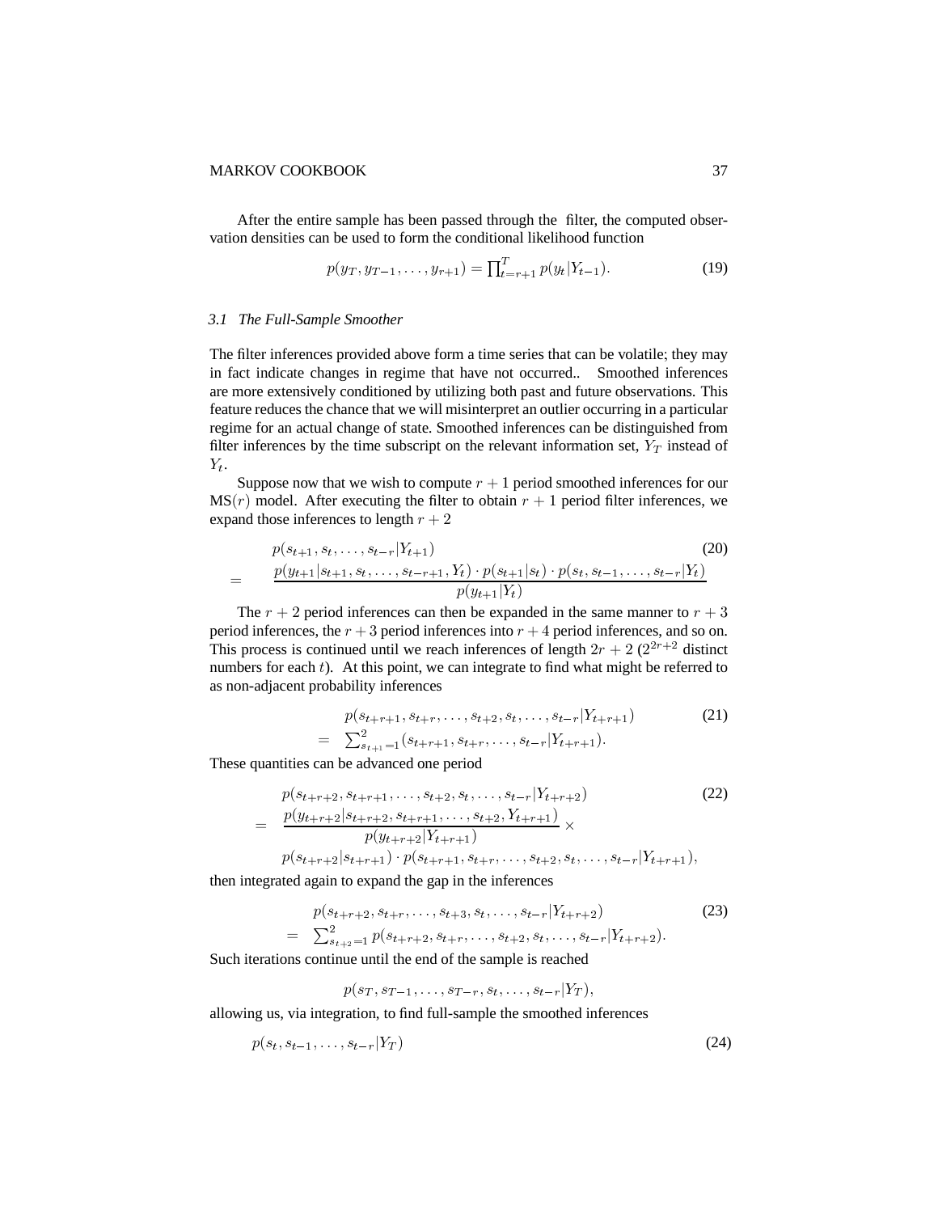After the entire sample has been passed through the filter, the computed observation densities can be used to form the conditional likelihood function

$$p(y_T, y_{T-1}, \ldots, y_{r+1}) = \prod_{t=r+1}^{T} p(y_t|Y_{t-1}). \tag{19}$$

### *3.1 The Full-Sample Smoother*

The filter inferences provided above form a time series that can be volatile; they may in fact indicate changes in regime that have not occurred.. Smoothed inferences are more extensively conditioned by utilizing both past and future observations. This feature reduces the chance that we will misinterpret an outlier occurring in a particular regime for an actual change of state. Smoothed inferences can be distinguished from filter inferences by the time subscript on the relevant information set, $Y_T$ instead of $Y_t$.

Suppose now that we wish to compute $r+1$ period smoothed inferences for our MS($r$) model. After executing the filter to obtain $r+1$ period filter inferences, we expand those inferences to length $r+2$

$$\begin{aligned} & p(s_{t+1}, s_t, \ldots, s_{t-r}|Y_{t+1}) \\ = \quad & \frac{p(y_{t+1}|s_{t+1}, s_t, \ldots, s_{t-r+1}, Y_t) \cdot p(s_{t+1}|s_t) \cdot p(s_t, s_{t-1}, \ldots, s_{t-r}|Y_t)}{p(y_{t+1}|Y_t)} \end{aligned} \tag{20}$$

The $r+2$ period inferences can then be expanded in the same manner to $r+3$ period inferences, the $r+3$ period inferences into $r+4$ period inferences, and so on. This process is continued until we reach inferences of length $2r+2$ ($2^{2r+2}$ distinct numbers for each $t$). At this point, we can integrate to find what might be referred to as non-adjacent probability inferences

$$\begin{aligned} & p(s_{t+r+1}, s_{t+r}, \ldots, s_{t+2}, s_t, \ldots, s_{t-r}|Y_{t+r+1}) \\ = \quad & \textstyle\sum_{s_{t+1}=1}^{2} (s_{t+r+1}, s_{t+r}, \ldots, s_{t-r}|Y_{t+r+1}). \end{aligned} \tag{21}$$

These quantities can be advanced one period

$$\begin{aligned} & p(s_{t+r+2}, s_{t+r+1}, \ldots, s_{t+2}, s_t, \ldots, s_{t-r}|Y_{t+r+2}) \\ = \quad & \frac{p(y_{t+r+2}|s_{t+r+2}, s_{t+r+1}, \ldots, s_{t+2}, Y_{t+r+1})}{p(y_{t+r+2}|Y_{t+r+1})} \times \\ & p(s_{t+r+2}|s_{t+r+1}) \cdot p(s_{t+r+1}, s_{t+r}, \ldots, s_{t+2}, s_t, \ldots, s_{t-r}|Y_{t+r+1}), \end{aligned} \tag{22}$$

then integrated again to expand the gap in the inferences

$$\begin{aligned} & p(s_{t+r+2}, s_{t+r}, \ldots, s_{t+3}, s_t, \ldots, s_{t-r}|Y_{t+r+2}) \\ = \quad & \textstyle\sum_{s_{t+2}=1}^{2} p(s_{t+r+2}, s_{t+r}, \ldots, s_{t+2}, s_t, \ldots, s_{t-r}|Y_{t+r+2}). \end{aligned} \tag{23}$$

Such iterations continue until the end of the sample is reached

$$p(s_T, s_{T-1}, \ldots, s_{T-r}, s_t, \ldots, s_{t-r}|Y_T),$$

allowing us, via integration, to find full-sample the smoothed inferences

$$p(s_t, s_{t-1}, \ldots, s_{t-r}|Y_T) \tag{24}$$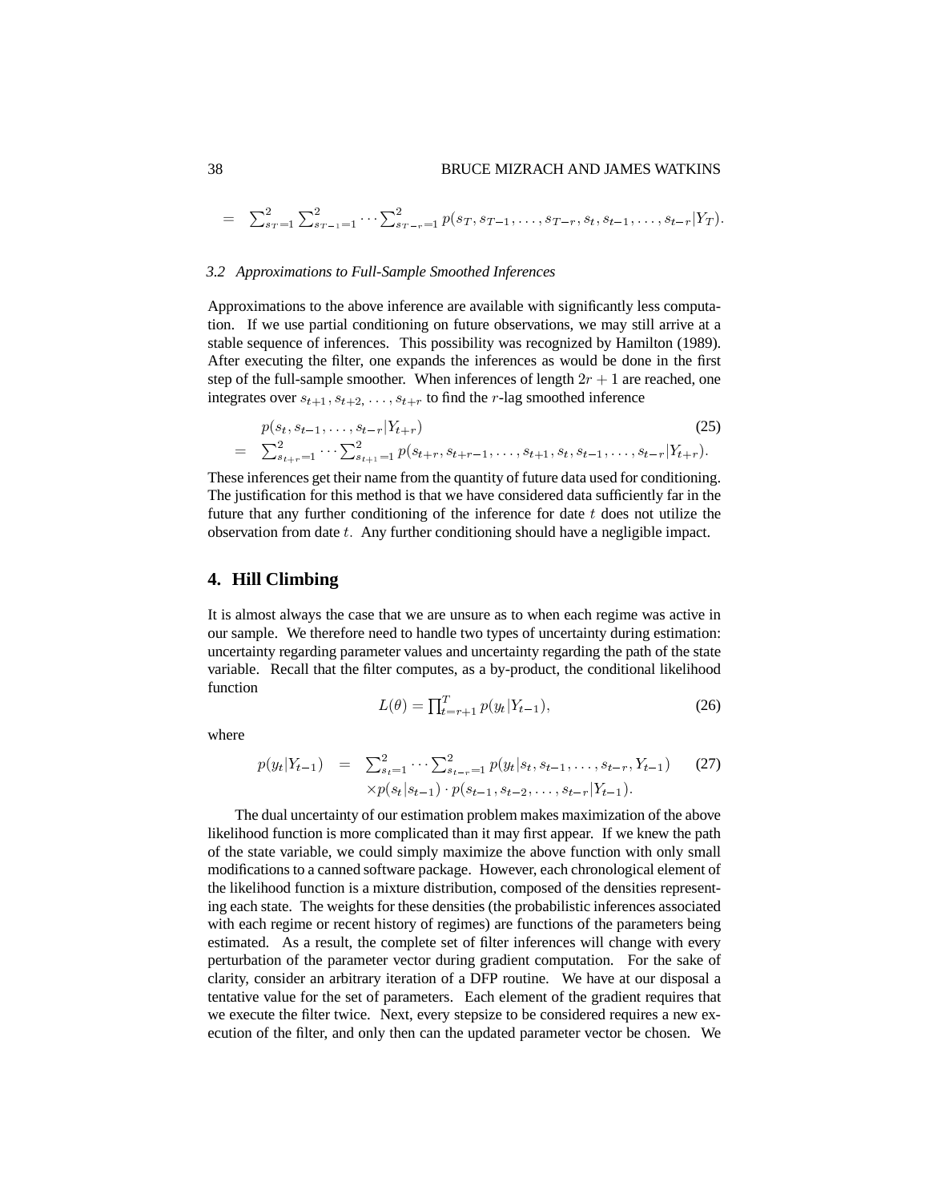$$= \sum_{s_T=1}^{2} \sum_{s_{T-1}=1}^{2} \cdots \sum_{s_{T-r}=1}^{2} p(s_T, s_{T-1}, \ldots, s_{T-r}, s_t, s_{t-1}, \ldots, s_{t-r} | Y_T).$$

### 3.2 Approximations to Full-Sample Smoothed Inferences

Approximations to the above inference are available with significantly less computation. If we use partial conditioning on future observations, we may still arrive at a stable sequence of inferences. This possibility was recognized by Hamilton (1989). After executing the filter, one expands the inferences as would be done in the first step of the full-sample smoother. When inferences of length $2r+1$ are reached, one integrates over $s_{t+1}, s_{t+2}, \ldots, s_{t+r}$ to find the $r$-lag smoothed inference

$$\begin{aligned} & p(s_t, s_{t-1}, \ldots, s_{t-r} | Y_{t+r}) \\ = \; & \sum_{s_{t+r}=1}^{2} \cdots \sum_{s_{t+1}=1}^{2} p(s_{t+r}, s_{t+r-1}, \ldots, s_{t+1}, s_t, s_{t-1}, \ldots, s_{t-r} | Y_{t+r}). \end{aligned} \tag{25}$$

These inferences get their name from the quantity of future data used for conditioning. The justification for this method is that we have considered data sufficiently far in the future that any further conditioning of the inference for date $t$ does not utilize the observation from date $t$. Any further conditioning should have a negligible impact.

## 4. Hill Climbing

It is almost always the case that we are unsure as to when each regime was active in our sample. We therefore need to handle two types of uncertainty during estimation: uncertainty regarding parameter values and uncertainty regarding the path of the state variable. Recall that the filter computes, as a by-product, the conditional likelihood function

$$L(\theta) = \prod_{t=r+1}^{T} p(y_t | Y_{t-1}), \tag{26}$$

where

$$\begin{aligned} p(y_t | Y_{t-1}) \; = \; & \sum_{s_t=1}^{2} \cdots \sum_{s_{t-r}=1}^{2} p(y_t | s_t, s_{t-1}, \ldots, s_{t-r}, Y_{t-1}) \\ & \times p(s_t | s_{t-1}) \cdot p(s_{t-1}, s_{t-2}, \ldots, s_{t-r} | Y_{t-1}). \end{aligned} \tag{27}$$

The dual uncertainty of our estimation problem makes maximization of the above likelihood function is more complicated than it may first appear. If we knew the path of the state variable, we could simply maximize the above function with only small modifications to a canned software package. However, each chronological element of the likelihood function is a mixture distribution, composed of the densities representing each state. The weights for these densities (the probabilistic inferences associated with each regime or recent history of regimes) are functions of the parameters being estimated. As a result, the complete set of filter inferences will change with every perturbation of the parameter vector during gradient computation. For the sake of clarity, consider an arbitrary iteration of a DFP routine. We have at our disposal a tentative value for the set of parameters. Each element of the gradient requires that we execute the filter twice. Next, every stepsize to be considered requires a new execution of the filter, and only then can the updated parameter vector be chosen. We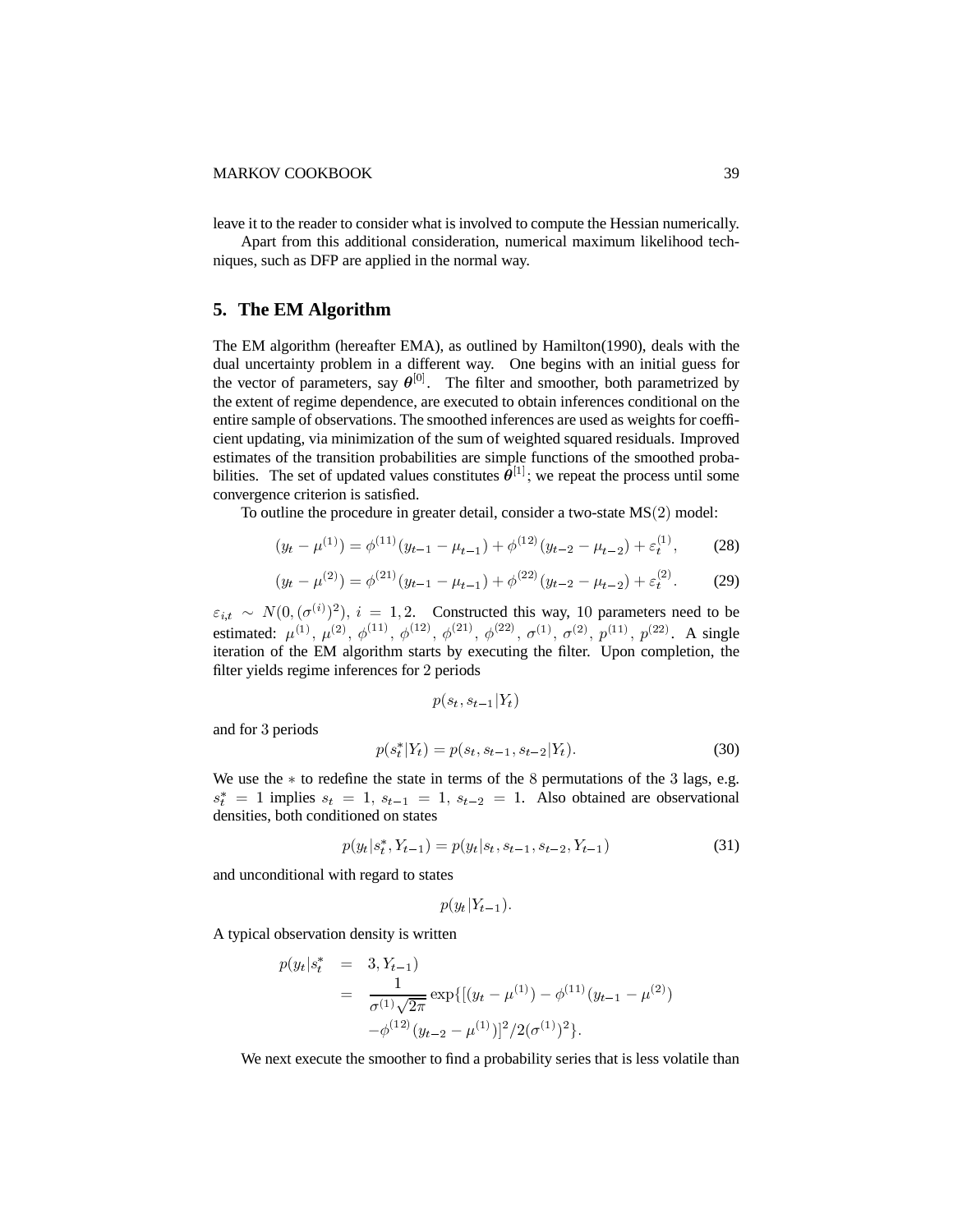leave it to the reader to consider what is involved to compute the Hessian numerically.

Apart from this additional consideration, numerical maximum likelihood techniques, such as DFP are applied in the normal way.

## 5. The EM Algorithm

The EM algorithm (hereafter EMA), as outlined by Hamilton(1990), deals with the dual uncertainty problem in a different way. One begins with an initial guess for the vector of parameters, say $\boldsymbol{\theta}^{[0]}$. The filter and smoother, both parametrized by the extent of regime dependence, are executed to obtain inferences conditional on the entire sample of observations. The smoothed inferences are used as weights for coefficient updating, via minimization of the sum of weighted squared residuals. Improved estimates of the transition probabilities are simple functions of the smoothed probabilities. The set of updated values constitutes $\boldsymbol{\theta}^{[1]}$; we repeat the process until some convergence criterion is satisfied.

To outline the procedure in greater detail, consider a two-state MS$(2)$ model:

$$(y_t - \mu^{(1)}) = \phi^{(11)}(y_{t-1} - \mu_{t-1}) + \phi^{(12)}(y_{t-2} - \mu_{t-2}) + \varepsilon_t^{(1)}, \tag{28}$$

$$(y_t - \mu^{(2)}) = \phi^{(21)}(y_{t-1} - \mu_{t-1}) + \phi^{(22)}(y_{t-2} - \mu_{t-2}) + \varepsilon_t^{(2)}. \tag{29}$$

$\varepsilon_{i,t} \sim N(0, (\sigma^{(i)})^2)$, $i = 1, 2$. Constructed this way, 10 parameters need to be estimated: $\mu^{(1)}$, $\mu^{(2)}$, $\phi^{(11)}$, $\phi^{(12)}$, $\phi^{(21)}$, $\phi^{(22)}$, $\sigma^{(1)}$, $\sigma^{(2)}$, $p^{(11)}$, $p^{(22)}$. A single iteration of the EM algorithm starts by executing the filter. Upon completion, the filter yields regime inferences for 2 periods

$$p(s_t, s_{t-1}|Y_t)$$

and for 3 periods

$$p(s_t^*|Y_t) = p(s_t, s_{t-1}, s_{t-2}|Y_t). \tag{30}$$

We use the $*$ to redefine the state in terms of the 8 permutations of the 3 lags, e.g. $s_t^* = 1$ implies $s_t = 1$, $s_{t-1} = 1$, $s_{t-2} = 1$. Also obtained are observational densities, both conditioned on states

$$p(y_t|s_t^*, Y_{t-1}) = p(y_t|s_t, s_{t-1}, s_{t-2}, Y_{t-1}) \tag{31}$$

and unconditional with regard to states

$$p(y_t|Y_{t-1}).$$

A typical observation density is written

$$\begin{aligned} p(y_t|s_t^* &= 3, Y_{t-1}) \\ &= \frac{1}{\sigma^{(1)}\sqrt{2\pi}} \exp\{[(y_t - \mu^{(1)}) - \phi^{(11)}(y_{t-1} - \mu^{(2)}) \\ &\quad -\phi^{(12)}(y_{t-2} - \mu^{(1)})]^2 / 2(\sigma^{(1)})^2\}. \end{aligned}$$

We next execute the smoother to find a probability series that is less volatile than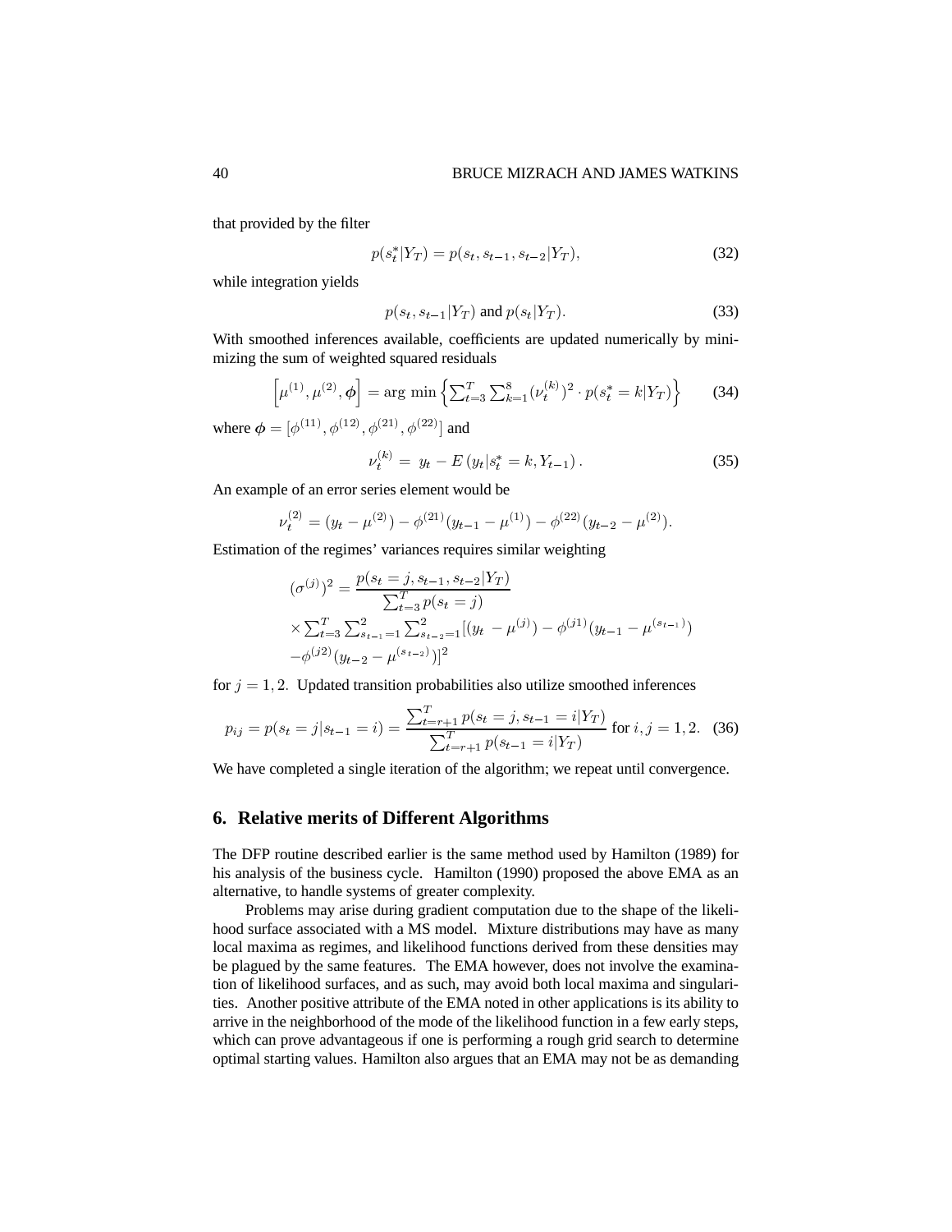that provided by the filter

$$p(s_t^*|Y_T) = p(s_t, s_{t-1}, s_{t-2}|Y_T), \tag{32}$$

while integration yields

$$p(s_t, s_{t-1}|Y_T) \text{ and } p(s_t|Y_T). \tag{33}$$

With smoothed inferences available, coefficients are updated numerically by minimizing the sum of weighted squared residuals

$$\left[\mu^{(1)}, \mu^{(2)}, \boldsymbol{\phi}\right] = \arg\,\min\left\{\textstyle\sum_{t=3}^{T}\sum_{k=1}^{8}(\nu_t^{(k)})^2 \cdot p(s_t^* = k|Y_T)\right\} \tag{34}$$

where $\boldsymbol{\phi} = [\phi^{(11)}, \phi^{(12)}, \phi^{(21)}, \phi^{(22)}]$ and

$$\nu_t^{(k)} = \; y_t - E\left(y_t|s_t^* = k, Y_{t-1}\right). \tag{35}$$

An example of an error series element would be

$$\nu_t^{(2)} = (y_t - \mu^{(2)}) - \phi^{(21)}(y_{t-1} - \mu^{(1)}) - \phi^{(22)}(y_{t-2} - \mu^{(2)}).$$

Estimation of the regimes' variances requires similar weighting

$$\begin{aligned}
(\sigma^{(j)})^2 &= \frac{p(s_t = j, s_{t-1}, s_{t-2}|Y_T)}{\sum_{t=3}^{T} p(s_t = j)} \\
&\times \textstyle\sum_{t=3}^{T}\sum_{s_{t-1}=1}^{2}\sum_{s_{t-2}=1}^{2}[(y_t\, - \mu^{(j)}) - \phi^{(j1)}(y_{t-1} - \mu^{(s_{t-1})}) \\
&- \phi^{(j2)}(y_{t-2} - \mu^{(s_{t-2})})]^2
\end{aligned}$$

for $j = 1, 2$. Updated transition probabilities also utilize smoothed inferences

$$p_{ij} = p(s_t = j|s_{t-1} = i) = \frac{\sum_{t=r+1}^{T} p(s_t = j, s_{t-1} = i|Y_T)}{\sum_{t=r+1}^{T} p(s_{t-1} = i|Y_T)} \text{ for } i, j = 1, 2. \tag{36}$$

We have completed a single iteration of the algorithm; we repeat until convergence.

## 6. Relative merits of Different Algorithms

The DFP routine described earlier is the same method used by Hamilton (1989) for his analysis of the business cycle. Hamilton (1990) proposed the above EMA as an alternative, to handle systems of greater complexity.

Problems may arise during gradient computation due to the shape of the likelihood surface associated with a MS model. Mixture distributions may have as many local maxima as regimes, and likelihood functions derived from these densities may be plagued by the same features. The EMA however, does not involve the examination of likelihood surfaces, and as such, may avoid both local maxima and singularities. Another positive attribute of the EMA noted in other applications is its ability to arrive in the neighborhood of the mode of the likelihood function in a few early steps, which can prove advantageous if one is performing a rough grid search to determine optimal starting values. Hamilton also argues that an EMA may not be as demanding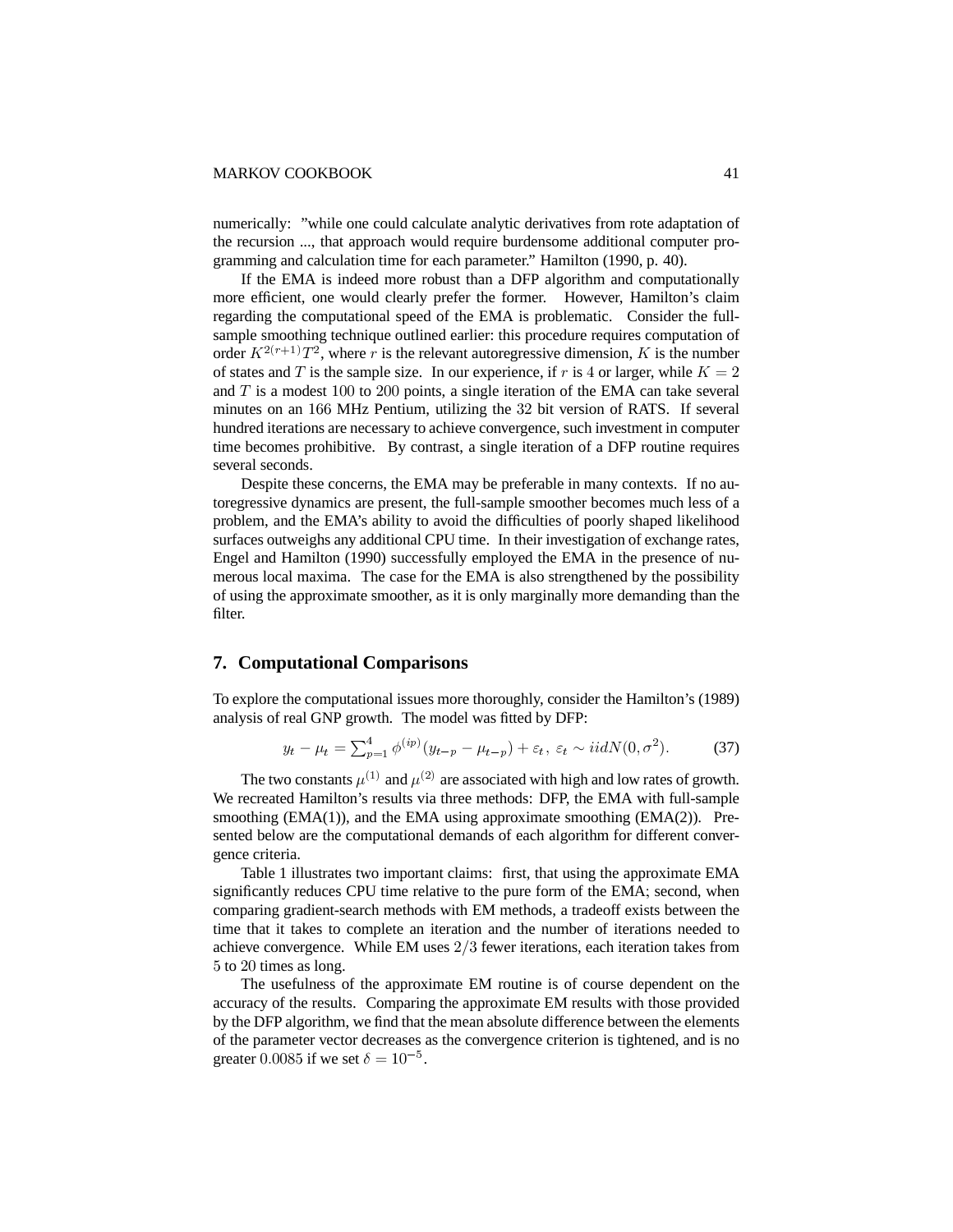numerically: "while one could calculate analytic derivatives from rote adaptation of the recursion ..., that approach would require burdensome additional computer programming and calculation time for each parameter." Hamilton (1990, p. 40).

If the EMA is indeed more robust than a DFP algorithm and computationally more efficient, one would clearly prefer the former. However, Hamilton's claim regarding the computational speed of the EMA is problematic. Consider the full-sample smoothing technique outlined earlier: this procedure requires computation of order $K^{2(r+1)}T^2$, where $r$ is the relevant autoregressive dimension, $K$ is the number of states and $T$ is the sample size. In our experience, if $r$ is 4 or larger, while $K = 2$ and $T$ is a modest 100 to 200 points, a single iteration of the EMA can take several minutes on an 166 MHz Pentium, utilizing the 32 bit version of RATS. If several hundred iterations are necessary to achieve convergence, such investment in computer time becomes prohibitive. By contrast, a single iteration of a DFP routine requires several seconds.

Despite these concerns, the EMA may be preferable in many contexts. If no autoregressive dynamics are present, the full-sample smoother becomes much less of a problem, and the EMA's ability to avoid the difficulties of poorly shaped likelihood surfaces outweighs any additional CPU time. In their investigation of exchange rates, Engel and Hamilton (1990) successfully employed the EMA in the presence of numerous local maxima. The case for the EMA is also strengthened by the possibility of using the approximate smoother, as it is only marginally more demanding than the filter.

## 7. Computational Comparisons

To explore the computational issues more thoroughly, consider the Hamilton's (1989) analysis of real GNP growth. The model was fitted by DFP:

$$y_t - \mu_t = \sum_{p=1}^{4} \phi^{(ip)}(y_{t-p} - \mu_{t-p}) + \varepsilon_t,\ \varepsilon_t \sim iidN(0, \sigma^2). \tag{37}$$

The two constants $\mu^{(1)}$ and $\mu^{(2)}$ are associated with high and low rates of growth. We recreated Hamilton's results via three methods: DFP, the EMA with full-sample smoothing (EMA(1)), and the EMA using approximate smoothing (EMA(2)). Presented below are the computational demands of each algorithm for different convergence criteria.

Table 1 illustrates two important claims: first, that using the approximate EMA significantly reduces CPU time relative to the pure form of the EMA; second, when comparing gradient-search methods with EM methods, a tradeoff exists between the time that it takes to complete an iteration and the number of iterations needed to achieve convergence. While EM uses $2/3$ fewer iterations, each iteration takes from 5 to 20 times as long.

The usefulness of the approximate EM routine is of course dependent on the accuracy of the results. Comparing the approximate EM results with those provided by the DFP algorithm, we find that the mean absolute difference between the elements of the parameter vector decreases as the convergence criterion is tightened, and is no greater $0.0085$ if we set $\delta = 10^{-5}$.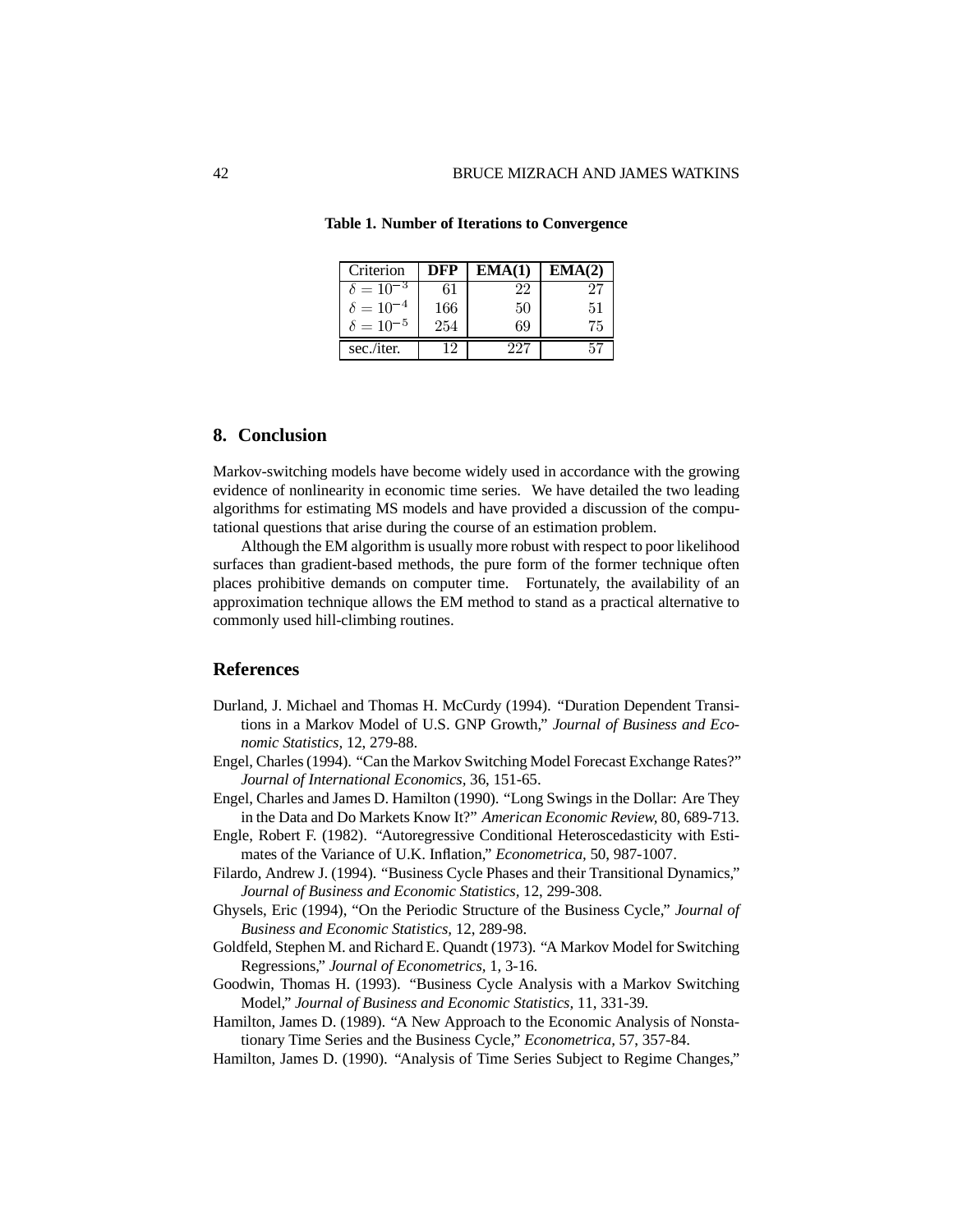**Table 1. Number of Iterations to Convergence**

| Criterion | **DFP** | **EMA(1)** | **EMA(2)** |
|---|---|---|---|
| $\delta = 10^{-3}$ | 61 | 22 | 27 |
| $\delta = 10^{-4}$ | 166 | 50 | 51 |
| $\delta = 10^{-5}$ | 254 | 69 | 75 |
| sec./iter. | 12 | 227 | 57 |

## 8. Conclusion

Markov-switching models have become widely used in accordance with the growing evidence of nonlinearity in economic time series. We have detailed the two leading algorithms for estimating MS models and have provided a discussion of the computational questions that arise during the course of an estimation problem.

Although the EM algorithm is usually more robust with respect to poor likelihood surfaces than gradient-based methods, the pure form of the former technique often places prohibitive demands on computer time. Fortunately, the availability of an approximation technique allows the EM method to stand as a practical alternative to commonly used hill-climbing routines.

## References

Durland, J. Michael and Thomas H. McCurdy (1994). "Duration Dependent Transitions in a Markov Model of U.S. GNP Growth," *Journal of Business and Economic Statistics,* 12, 279-88.

Engel, Charles (1994). "Can the Markov Switching Model Forecast Exchange Rates?" *Journal of International Economics*, 36, 151-65.

Engel, Charles and James D. Hamilton (1990). "Long Swings in the Dollar: Are They in the Data and Do Markets Know It?" *American Economic Review,* 80, 689-713.

Engle, Robert F. (1982). "Autoregressive Conditional Heteroscedasticity with Estimates of the Variance of U.K. Inflation," *Econometrica,* 50, 987-1007.

Filardo, Andrew J. (1994). "Business Cycle Phases and their Transitional Dynamics," *Journal of Business and Economic Statistics,* 12, 299-308.

Ghysels, Eric (1994), "On the Periodic Structure of the Business Cycle," *Journal of Business and Economic Statistics,* 12, 289-98.

Goldfeld, Stephen M. and Richard E. Quandt (1973). "A Markov Model for Switching Regressions," *Journal of Econometrics,* 1, 3-16.

Goodwin, Thomas H. (1993). "Business Cycle Analysis with a Markov Switching Model," *Journal of Business and Economic Statistics*, 11, 331-39.

Hamilton, James D. (1989). "A New Approach to the Economic Analysis of Nonstationary Time Series and the Business Cycle," *Econometrica,* 57, 357-84.

Hamilton, James D. (1990). "Analysis of Time Series Subject to Regime Changes,"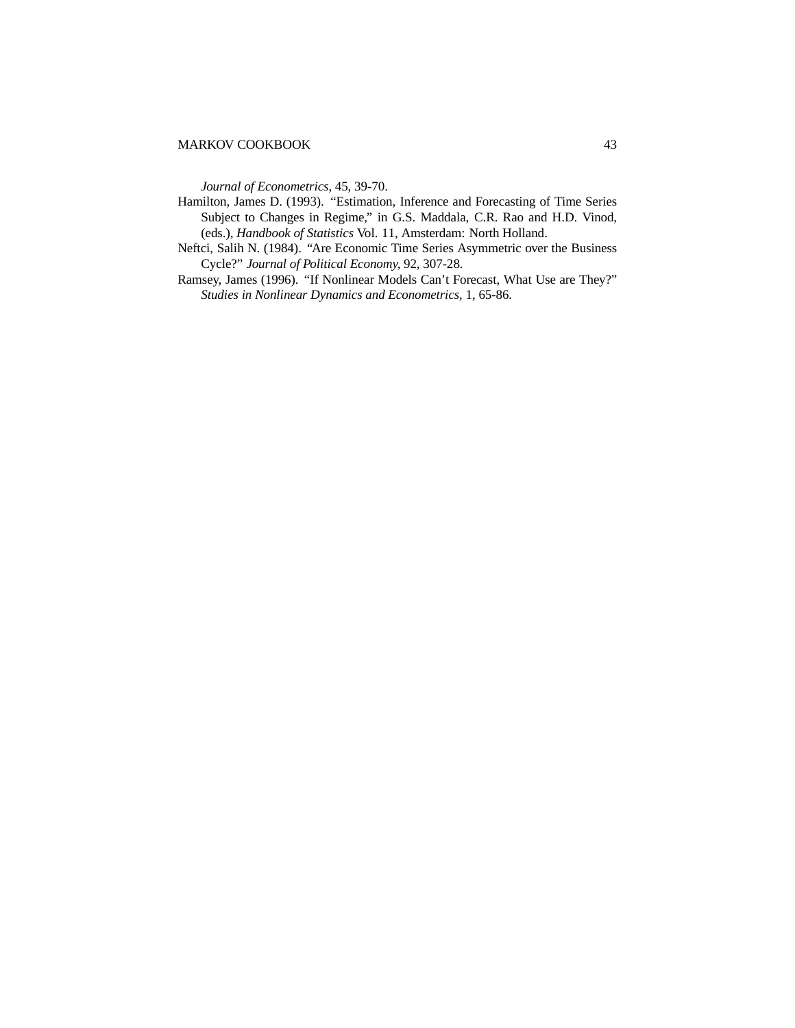*Journal of Econometrics*, 45, 39-70.

Hamilton, James D. (1993). "Estimation, Inference and Forecasting of Time Series Subject to Changes in Regime," in G.S. Maddala, C.R. Rao and H.D. Vinod, (eds.), *Handbook of Statistics* Vol. 11, Amsterdam: North Holland.

Neftci, Salih N. (1984). "Are Economic Time Series Asymmetric over the Business Cycle?" *Journal of Political Economy*, 92, 307-28.

Ramsey, James (1996). "If Nonlinear Models Can't Forecast, What Use are They?" *Studies in Nonlinear Dynamics and Econometrics*, 1, 65-86.